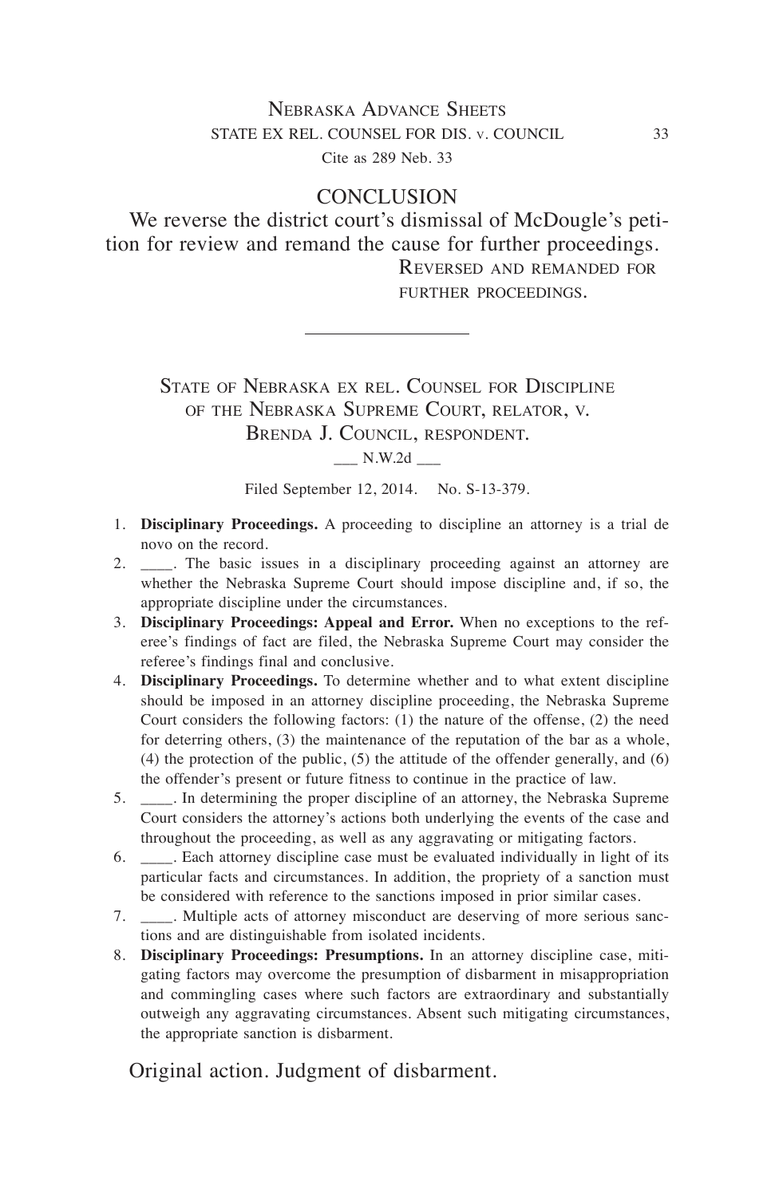## CONCLUSION

We reverse the district court's dismissal of McDougle's petition for review and remand the cause for further proceedings.

Reversed and remanded for further proceedings.

---

State of Nebraska ex rel. Counsel for Discipline of the Nebraska Supreme Court, relator, v. Brenda J. Council, respondent.

___ N.W.2d ___

Filed September 12, 2014. No. S-13-379.

1. **Disciplinary Proceedings.** A proceeding to discipline an attorney is a trial de novo on the record.
2. ____. The basic issues in a disciplinary proceeding against an attorney are whether the Nebraska Supreme Court should impose discipline and, if so, the appropriate discipline under the circumstances.
3. **Disciplinary Proceedings: Appeal and Error.** When no exceptions to the referee's findings of fact are filed, the Nebraska Supreme Court may consider the referee's findings final and conclusive.
4. **Disciplinary Proceedings.** To determine whether and to what extent discipline should be imposed in an attorney discipline proceeding, the Nebraska Supreme Court considers the following factors: (1) the nature of the offense, (2) the need for deterring others, (3) the maintenance of the reputation of the bar as a whole, (4) the protection of the public, (5) the attitude of the offender generally, and (6) the offender's present or future fitness to continue in the practice of law.
5. ____. In determining the proper discipline of an attorney, the Nebraska Supreme Court considers the attorney's actions both underlying the events of the case and throughout the proceeding, as well as any aggravating or mitigating factors.
6. ____. Each attorney discipline case must be evaluated individually in light of its particular facts and circumstances. In addition, the propriety of a sanction must be considered with reference to the sanctions imposed in prior similar cases.
7. ____. Multiple acts of attorney misconduct are deserving of more serious sanctions and are distinguishable from isolated incidents.
8. **Disciplinary Proceedings: Presumptions.** In an attorney discipline case, mitigating factors may overcome the presumption of disbarment in misappropriation and commingling cases where such factors are extraordinary and substantially outweigh any aggravating circumstances. Absent such mitigating circumstances, the appropriate sanction is disbarment.

Original action. Judgment of disbarment.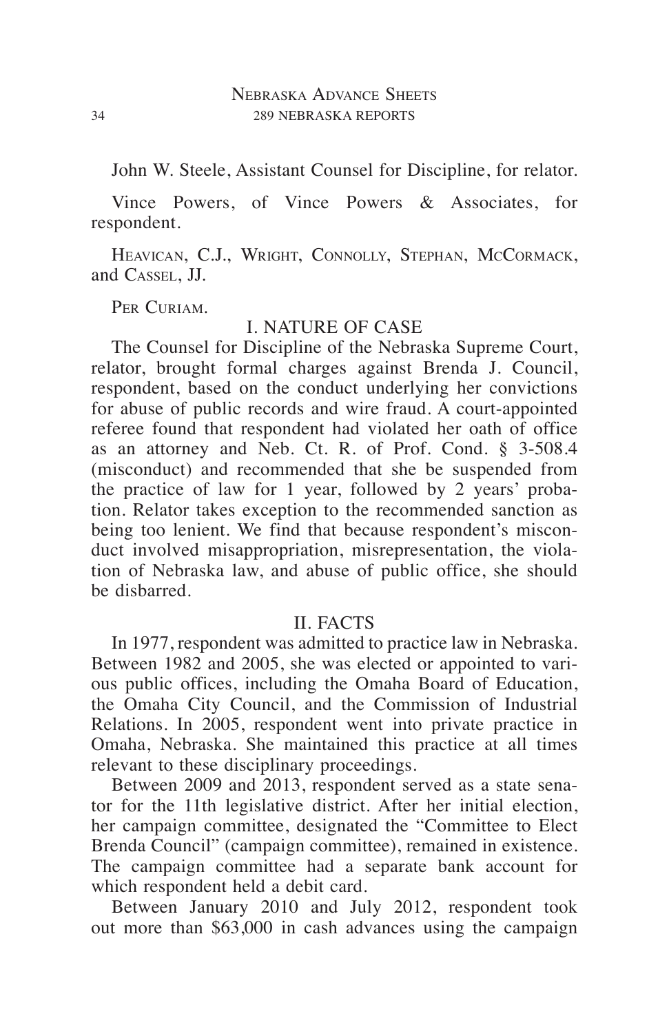John W. Steele, Assistant Counsel for Discipline, for relator.

Vince Powers, of Vince Powers & Associates, for respondent.

Heavican, C.J., Wright, Connolly, Stephan, McCormack, and Cassel, JJ.

Per Curiam.

## I. NATURE OF CASE

The Counsel for Discipline of the Nebraska Supreme Court, relator, brought formal charges against Brenda J. Council, respondent, based on the conduct underlying her convictions for abuse of public records and wire fraud. A court-appointed referee found that respondent had violated her oath of office as an attorney and Neb. Ct. R. of Prof. Cond. § 3-508.4 (misconduct) and recommended that she be suspended from the practice of law for 1 year, followed by 2 years' probation. Relator takes exception to the recommended sanction as being too lenient. We find that because respondent's misconduct involved misappropriation, misrepresentation, the violation of Nebraska law, and abuse of public office, she should be disbarred.

## II. FACTS

In 1977, respondent was admitted to practice law in Nebraska. Between 1982 and 2005, she was elected or appointed to various public offices, including the Omaha Board of Education, the Omaha City Council, and the Commission of Industrial Relations. In 2005, respondent went into private practice in Omaha, Nebraska. She maintained this practice at all times relevant to these disciplinary proceedings.

Between 2009 and 2013, respondent served as a state senator for the 11th legislative district. After her initial election, her campaign committee, designated the "Committee to Elect Brenda Council" (campaign committee), remained in existence. The campaign committee had a separate bank account for which respondent held a debit card.

Between January 2010 and July 2012, respondent took out more than $63,000 in cash advances using the campaign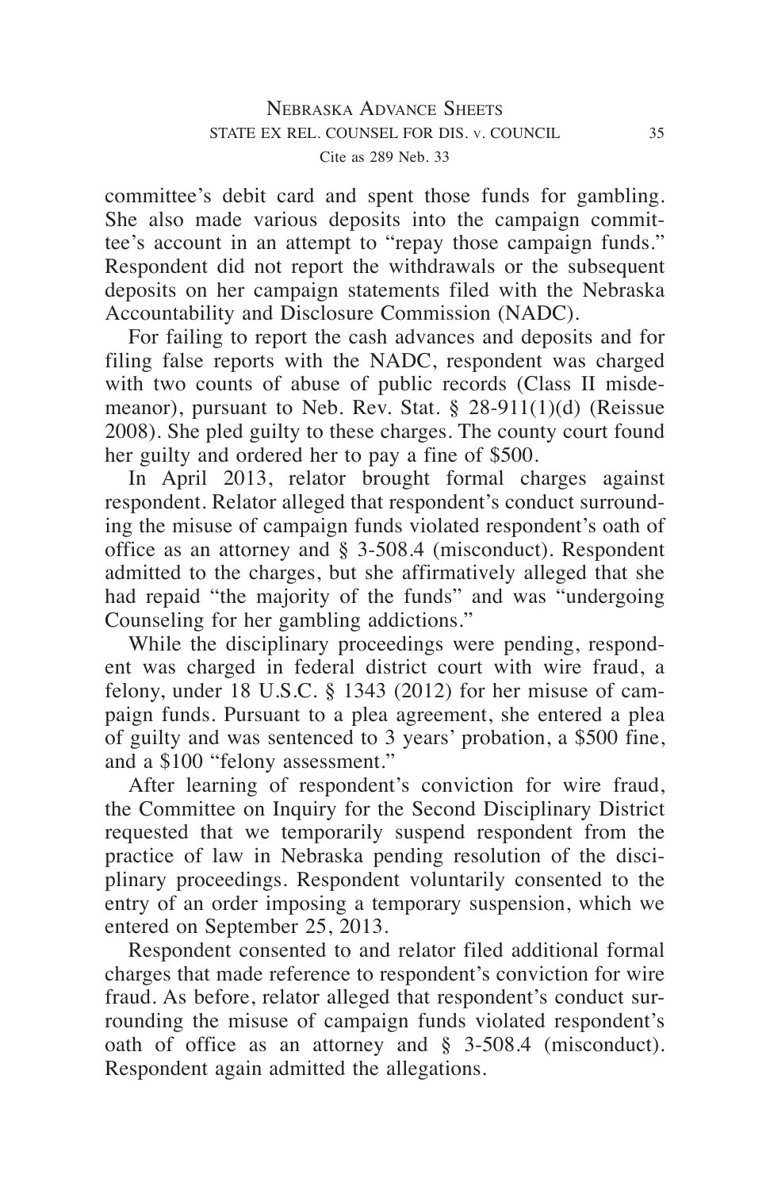committee's debit card and spent those funds for gambling. She also made various deposits into the campaign committee's account in an attempt to "repay those campaign funds." Respondent did not report the withdrawals or the subsequent deposits on her campaign statements filed with the Nebraska Accountability and Disclosure Commission (NADC).

For failing to report the cash advances and deposits and for filing false reports with the NADC, respondent was charged with two counts of abuse of public records (Class II misdemeanor), pursuant to Neb. Rev. Stat. § 28-911(1)(d) (Reissue 2008). She pled guilty to these charges. The county court found her guilty and ordered her to pay a fine of $500.

In April 2013, relator brought formal charges against respondent. Relator alleged that respondent's conduct surrounding the misuse of campaign funds violated respondent's oath of office as an attorney and § 3-508.4 (misconduct). Respondent admitted to the charges, but she affirmatively alleged that she had repaid "the majority of the funds" and was "undergoing Counseling for her gambling addictions."

While the disciplinary proceedings were pending, respondent was charged in federal district court with wire fraud, a felony, under 18 U.S.C. § 1343 (2012) for her misuse of campaign funds. Pursuant to a plea agreement, she entered a plea of guilty and was sentenced to 3 years' probation, a $500 fine, and a $100 "felony assessment."

After learning of respondent's conviction for wire fraud, the Committee on Inquiry for the Second Disciplinary District requested that we temporarily suspend respondent from the practice of law in Nebraska pending resolution of the disciplinary proceedings. Respondent voluntarily consented to the entry of an order imposing a temporary suspension, which we entered on September 25, 2013.

Respondent consented to and relator filed additional formal charges that made reference to respondent's conviction for wire fraud. As before, relator alleged that respondent's conduct surrounding the misuse of campaign funds violated respondent's oath of office as an attorney and § 3-508.4 (misconduct). Respondent again admitted the allegations.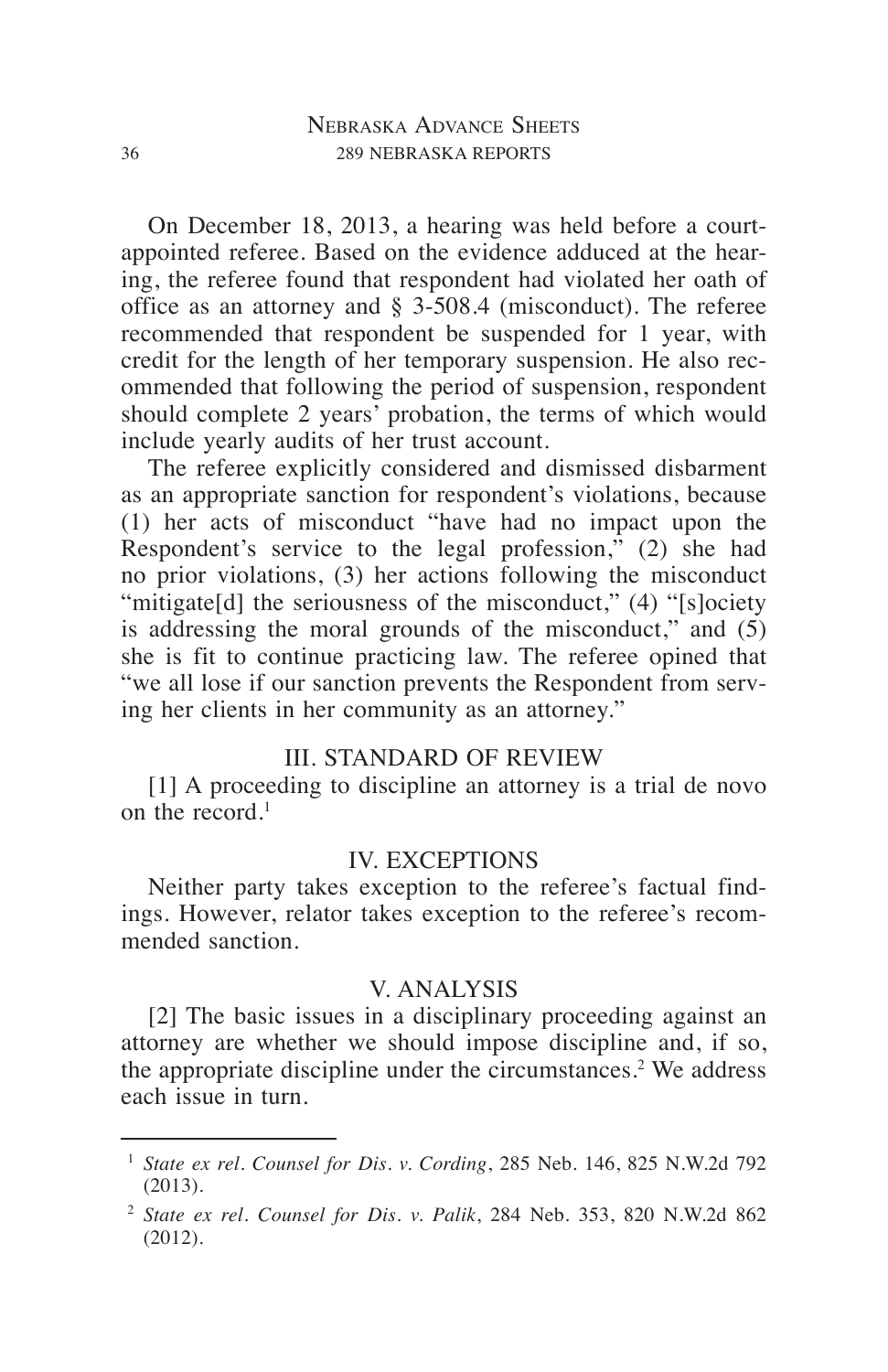On December 18, 2013, a hearing was held before a court-appointed referee. Based on the evidence adduced at the hearing, the referee found that respondent had violated her oath of office as an attorney and § 3-508.4 (misconduct). The referee recommended that respondent be suspended for 1 year, with credit for the length of her temporary suspension. He also recommended that following the period of suspension, respondent should complete 2 years' probation, the terms of which would include yearly audits of her trust account.

The referee explicitly considered and dismissed disbarment as an appropriate sanction for respondent's violations, because (1) her acts of misconduct "have had no impact upon the Respondent's service to the legal profession," (2) she had no prior violations, (3) her actions following the misconduct "mitigate[d] the seriousness of the misconduct," (4) "[s]ociety is addressing the moral grounds of the misconduct," and (5) she is fit to continue practicing law. The referee opined that "we all lose if our sanction prevents the Respondent from serving her clients in her community as an attorney."

## III. STANDARD OF REVIEW

[1] A proceeding to discipline an attorney is a trial de novo on the record.[1]

## IV. EXCEPTIONS

Neither party takes exception to the referee's factual findings. However, relator takes exception to the referee's recommended sanction.

## V. ANALYSIS

[2] The basic issues in a disciplinary proceeding against an attorney are whether we should impose discipline and, if so, the appropriate discipline under the circumstances.[2] We address each issue in turn.

---

[1] *State ex rel. Counsel for Dis. v. Cording*, 285 Neb. 146, 825 N.W.2d 792 (2013).

[2] *State ex rel. Counsel for Dis. v. Palik*, 284 Neb. 353, 820 N.W.2d 862 (2012).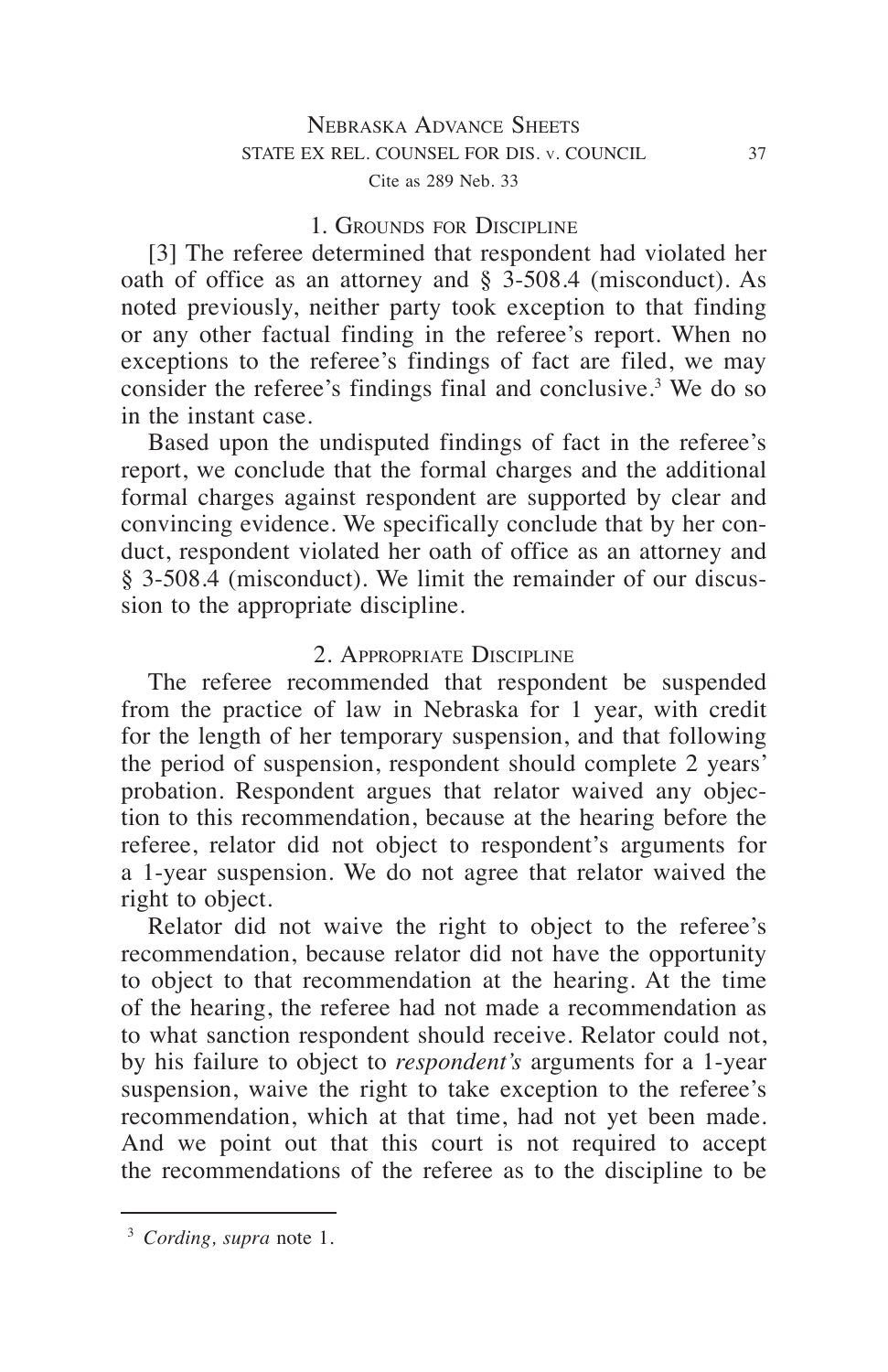### 1. Grounds for Discipline

[3] The referee determined that respondent had violated her oath of office as an attorney and § 3-508.4 (misconduct). As noted previously, neither party took exception to that finding or any other factual finding in the referee's report. When no exceptions to the referee's findings of fact are filed, we may consider the referee's findings final and conclusive.[3] We do so in the instant case.

Based upon the undisputed findings of fact in the referee's report, we conclude that the formal charges and the additional formal charges against respondent are supported by clear and convincing evidence. We specifically conclude that by her conduct, respondent violated her oath of office as an attorney and § 3-508.4 (misconduct). We limit the remainder of our discussion to the appropriate discipline.

### 2. Appropriate Discipline

The referee recommended that respondent be suspended from the practice of law in Nebraska for 1 year, with credit for the length of her temporary suspension, and that following the period of suspension, respondent should complete 2 years' probation. Respondent argues that relator waived any objection to this recommendation, because at the hearing before the referee, relator did not object to respondent's arguments for a 1-year suspension. We do not agree that relator waived the right to object.

Relator did not waive the right to object to the referee's recommendation, because relator did not have the opportunity to object to that recommendation at the hearing. At the time of the hearing, the referee had not made a recommendation as to what sanction respondent should receive. Relator could not, by his failure to object to *respondent's* arguments for a 1-year suspension, waive the right to take exception to the referee's recommendation, which at that time, had not yet been made. And we point out that this court is not required to accept the recommendations of the referee as to the discipline to be

---

[3] *Cording, supra* note 1.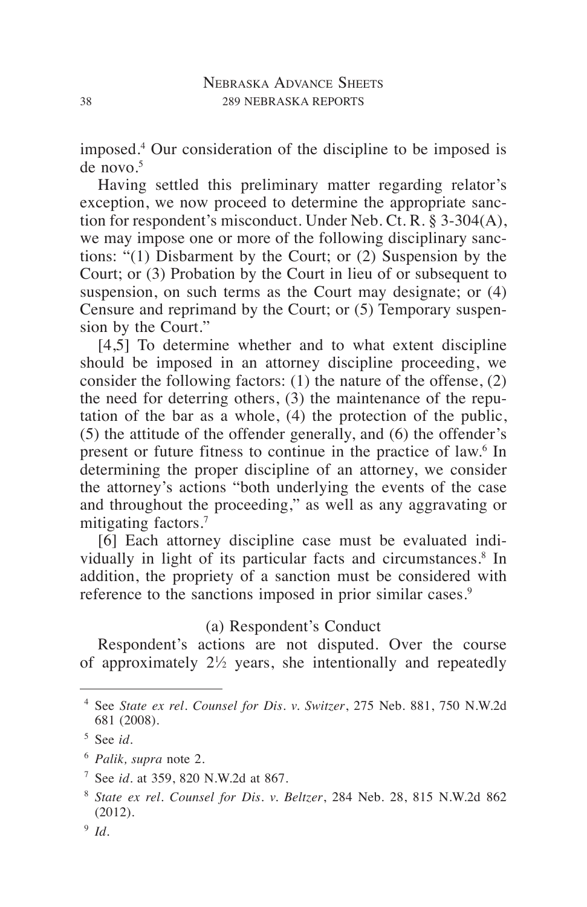imposed.[4] Our consideration of the discipline to be imposed is de novo.[5]

Having settled this preliminary matter regarding relator's exception, we now proceed to determine the appropriate sanction for respondent's misconduct. Under Neb. Ct. R. § 3-304(A), we may impose one or more of the following disciplinary sanctions: "(1) Disbarment by the Court; or (2) Suspension by the Court; or (3) Probation by the Court in lieu of or subsequent to suspension, on such terms as the Court may designate; or (4) Censure and reprimand by the Court; or (5) Temporary suspension by the Court."

[4,5] To determine whether and to what extent discipline should be imposed in an attorney discipline proceeding, we consider the following factors: (1) the nature of the offense, (2) the need for deterring others, (3) the maintenance of the reputation of the bar as a whole, (4) the protection of the public, (5) the attitude of the offender generally, and (6) the offender's present or future fitness to continue in the practice of law.[6] In determining the proper discipline of an attorney, we consider the attorney's actions "both underlying the events of the case and throughout the proceeding," as well as any aggravating or mitigating factors.[7]

[6] Each attorney discipline case must be evaluated individually in light of its particular facts and circumstances.[8] In addition, the propriety of a sanction must be considered with reference to the sanctions imposed in prior similar cases.[9]

(a) Respondent's Conduct

Respondent's actions are not disputed. Over the course of approximately 2½ years, she intentionally and repeatedly

---

[4] See *State ex rel. Counsel for Dis. v. Switzer*, 275 Neb. 881, 750 N.W.2d 681 (2008).

[5] See *id.*

[6] *Palik, supra* note 2.

[7] See *id.* at 359, 820 N.W.2d at 867.

[8] *State ex rel. Counsel for Dis. v. Beltzer*, 284 Neb. 28, 815 N.W.2d 862 (2012).

[9] *Id.*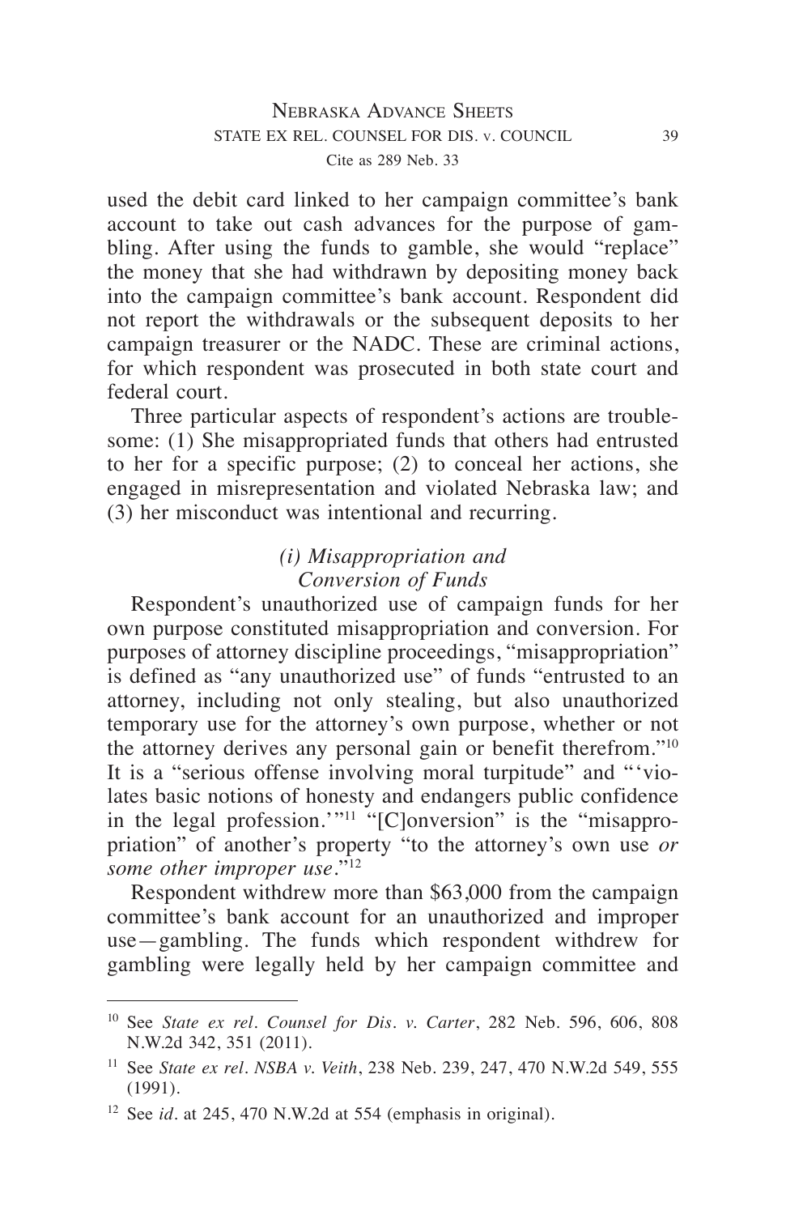used the debit card linked to her campaign committee's bank account to take out cash advances for the purpose of gambling. After using the funds to gamble, she would "replace" the money that she had withdrawn by depositing money back into the campaign committee's bank account. Respondent did not report the withdrawals or the subsequent deposits to her campaign treasurer or the NADC. These are criminal actions, for which respondent was prosecuted in both state court and federal court.

Three particular aspects of respondent's actions are troublesome: (1) She misappropriated funds that others had entrusted to her for a specific purpose; (2) to conceal her actions, she engaged in misrepresentation and violated Nebraska law; and (3) her misconduct was intentional and recurring.

*(i) Misappropriation and Conversion of Funds*

Respondent's unauthorized use of campaign funds for her own purpose constituted misappropriation and conversion. For purposes of attorney discipline proceedings, "misappropriation" is defined as "any unauthorized use" of funds "entrusted to an attorney, including not only stealing, but also unauthorized temporary use for the attorney's own purpose, whether or not the attorney derives any personal gain or benefit therefrom."[10] It is a "serious offense involving moral turpitude" and "'violates basic notions of honesty and endangers public confidence in the legal profession.'"[11] "[C]onversion" is the "misappropriation" of another's property "to the attorney's own use *or some other improper use*."[12]

Respondent withdrew more than $63,000 from the campaign committee's bank account for an unauthorized and improper use—gambling. The funds which respondent withdrew for gambling were legally held by her campaign committee and

---

[10] See *State ex rel. Counsel for Dis. v. Carter*, 282 Neb. 596, 606, 808 N.W.2d 342, 351 (2011).

[11] See *State ex rel. NSBA v. Veith*, 238 Neb. 239, 247, 470 N.W.2d 549, 555 (1991).

[12] See *id.* at 245, 470 N.W.2d at 554 (emphasis in original).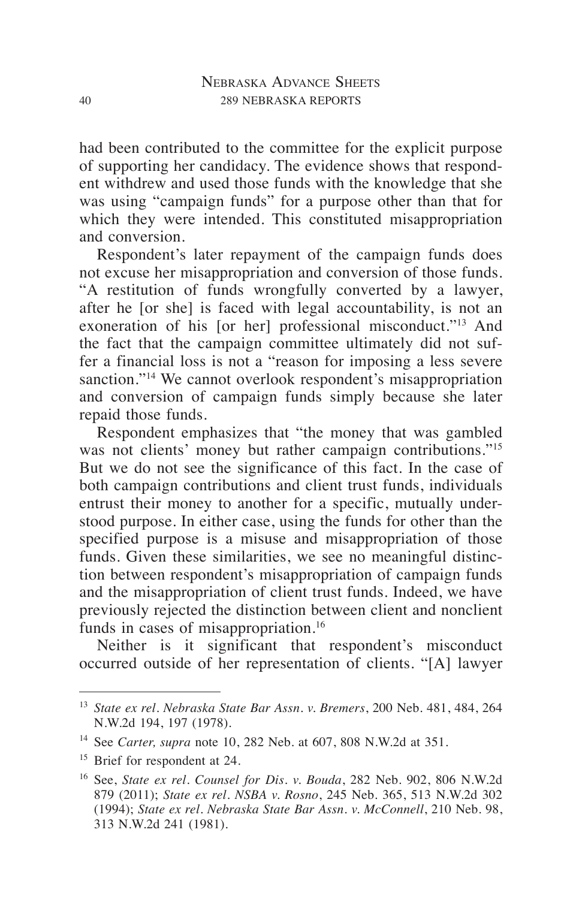had been contributed to the committee for the explicit purpose of supporting her candidacy. The evidence shows that respondent withdrew and used those funds with the knowledge that she was using "campaign funds" for a purpose other than that for which they were intended. This constituted misappropriation and conversion.

Respondent's later repayment of the campaign funds does not excuse her misappropriation and conversion of those funds. "A restitution of funds wrongfully converted by a lawyer, after he [or she] is faced with legal accountability, is not an exoneration of his [or her] professional misconduct."[13] And the fact that the campaign committee ultimately did not suffer a financial loss is not a "reason for imposing a less severe sanction."[14] We cannot overlook respondent's misappropriation and conversion of campaign funds simply because she later repaid those funds.

Respondent emphasizes that "the money that was gambled was not clients' money but rather campaign contributions."[15] But we do not see the significance of this fact. In the case of both campaign contributions and client trust funds, individuals entrust their money to another for a specific, mutually understood purpose. In either case, using the funds for other than the specified purpose is a misuse and misappropriation of those funds. Given these similarities, we see no meaningful distinction between respondent's misappropriation of campaign funds and the misappropriation of client trust funds. Indeed, we have previously rejected the distinction between client and nonclient funds in cases of misappropriation.[16]

Neither is it significant that respondent's misconduct occurred outside of her representation of clients. "[A] lawyer

---

[13] *State ex rel. Nebraska State Bar Assn. v. Bremers*, 200 Neb. 481, 484, 264 N.W.2d 194, 197 (1978).

[14] See *Carter, supra* note 10, 282 Neb. at 607, 808 N.W.2d at 351.

[15] Brief for respondent at 24.

[16] See, *State ex rel. Counsel for Dis. v. Bouda*, 282 Neb. 902, 806 N.W.2d 879 (2011); *State ex rel. NSBA v. Rosno*, 245 Neb. 365, 513 N.W.2d 302 (1994); *State ex rel. Nebraska State Bar Assn. v. McConnell*, 210 Neb. 98, 313 N.W.2d 241 (1981).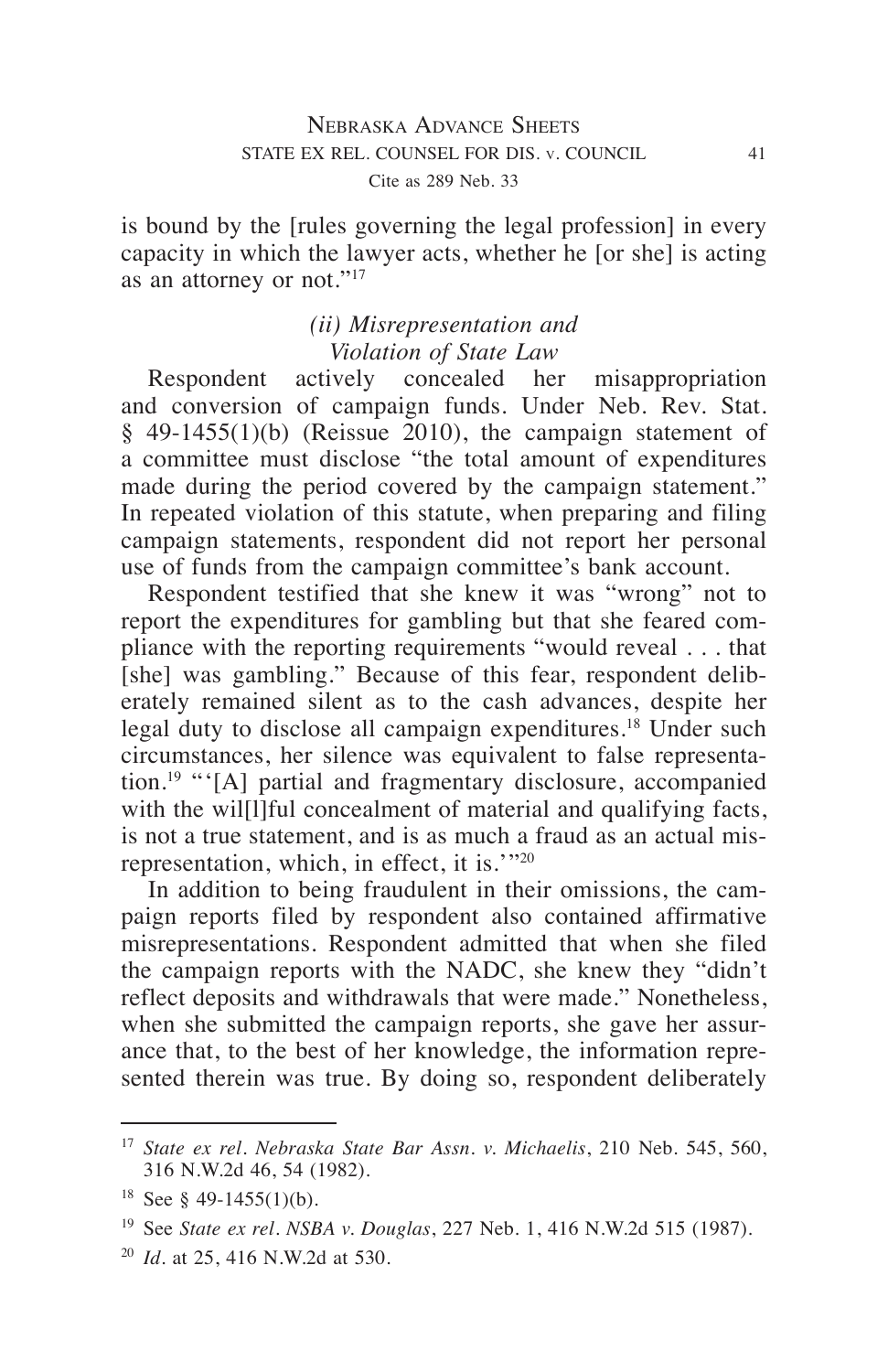is bound by the [rules governing the legal profession] in every capacity in which the lawyer acts, whether he [or she] is acting as an attorney or not."[17]

*(ii) Misrepresentation and Violation of State Law*

Respondent actively concealed her misappropriation and conversion of campaign funds. Under Neb. Rev. Stat. § 49-1455(1)(b) (Reissue 2010), the campaign statement of a committee must disclose "the total amount of expenditures made during the period covered by the campaign statement." In repeated violation of this statute, when preparing and filing campaign statements, respondent did not report her personal use of funds from the campaign committee's bank account.

Respondent testified that she knew it was "wrong" not to report the expenditures for gambling but that she feared compliance with the reporting requirements "would reveal . . . that [she] was gambling." Because of this fear, respondent deliberately remained silent as to the cash advances, despite her legal duty to disclose all campaign expenditures.[18] Under such circumstances, her silence was equivalent to false representation.[19] "'[A] partial and fragmentary disclosure, accompanied with the wil[l]ful concealment of material and qualifying facts, is not a true statement, and is as much a fraud as an actual misrepresentation, which, in effect, it is.'"[20]

In addition to being fraudulent in their omissions, the campaign reports filed by respondent also contained affirmative misrepresentations. Respondent admitted that when she filed the campaign reports with the NADC, she knew they "didn't reflect deposits and withdrawals that were made." Nonetheless, when she submitted the campaign reports, she gave her assurance that, to the best of her knowledge, the information represented therein was true. By doing so, respondent deliberately

---

[17] *State ex rel. Nebraska State Bar Assn. v. Michaelis*, 210 Neb. 545, 560, 316 N.W.2d 46, 54 (1982).

[18] See § 49-1455(1)(b).

[19] See *State ex rel. NSBA v. Douglas*, 227 Neb. 1, 416 N.W.2d 515 (1987).

[20] *Id.* at 25, 416 N.W.2d at 530.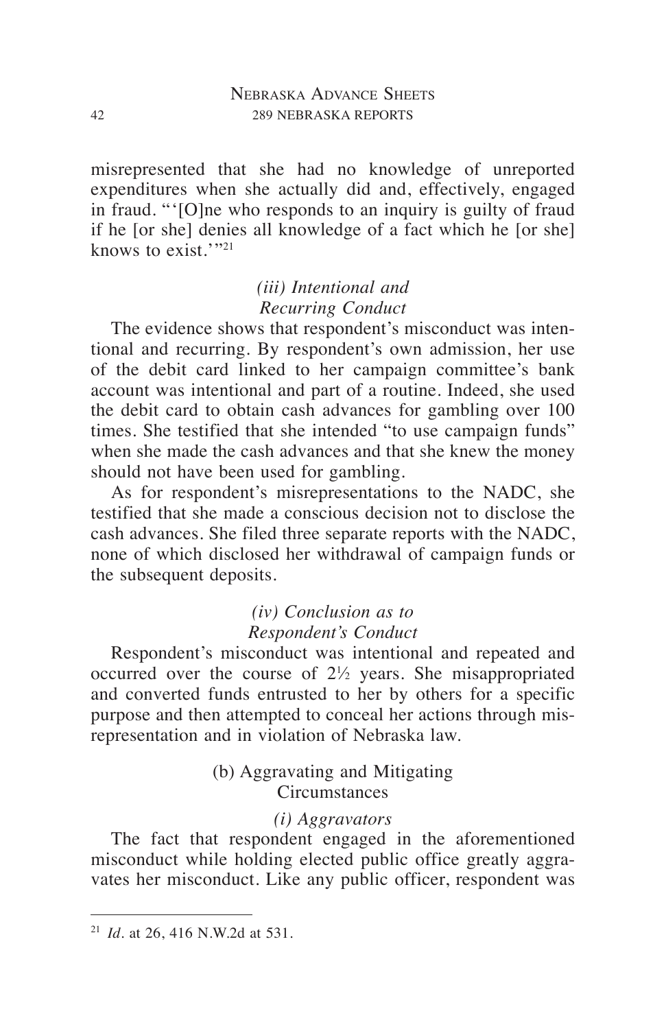misrepresented that she had no knowledge of unreported expenditures when she actually did and, effectively, engaged in fraud. "'[O]ne who responds to an inquiry is guilty of fraud if he [or she] denies all knowledge of a fact which he [or she] knows to exist.'"[21]

*(iii) Intentional and Recurring Conduct*

The evidence shows that respondent's misconduct was intentional and recurring. By respondent's own admission, her use of the debit card linked to her campaign committee's bank account was intentional and part of a routine. Indeed, she used the debit card to obtain cash advances for gambling over 100 times. She testified that she intended "to use campaign funds" when she made the cash advances and that she knew the money should not have been used for gambling.

As for respondent's misrepresentations to the NADC, she testified that she made a conscious decision not to disclose the cash advances. She filed three separate reports with the NADC, none of which disclosed her withdrawal of campaign funds or the subsequent deposits.

*(iv) Conclusion as to Respondent's Conduct*

Respondent's misconduct was intentional and repeated and occurred over the course of 2½ years. She misappropriated and converted funds entrusted to her by others for a specific purpose and then attempted to conceal her actions through misrepresentation and in violation of Nebraska law.

(b) Aggravating and Mitigating Circumstances

*(i) Aggravators*

The fact that respondent engaged in the aforementioned misconduct while holding elected public office greatly aggravates her misconduct. Like any public officer, respondent was

---

[21] *Id*. at 26, 416 N.W.2d at 531.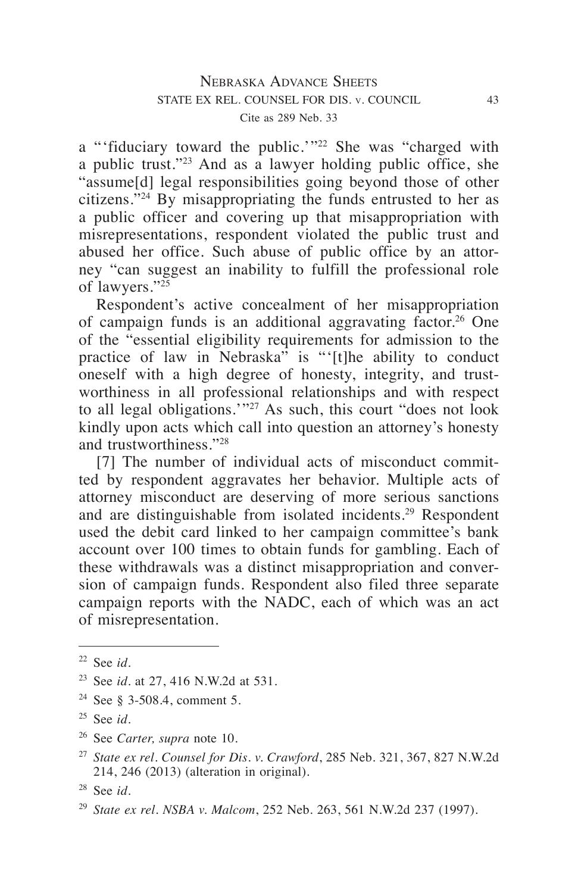a "'fiduciary toward the public.'"[22] She was "charged with a public trust."[23] And as a lawyer holding public office, she "assume[d] legal responsibilities going beyond those of other citizens."[24] By misappropriating the funds entrusted to her as a public officer and covering up that misappropriation with misrepresentations, respondent violated the public trust and abused her office. Such abuse of public office by an attorney "can suggest an inability to fulfill the professional role of lawyers."[25]

Respondent's active concealment of her misappropriation of campaign funds is an additional aggravating factor.[26] One of the "essential eligibility requirements for admission to the practice of law in Nebraska" is "'[t]he ability to conduct oneself with a high degree of honesty, integrity, and trustworthiness in all professional relationships and with respect to all legal obligations.'"[27] As such, this court "does not look kindly upon acts which call into question an attorney's honesty and trustworthiness."[28]

[7] The number of individual acts of misconduct committed by respondent aggravates her behavior. Multiple acts of attorney misconduct are deserving of more serious sanctions and are distinguishable from isolated incidents.[29] Respondent used the debit card linked to her campaign committee's bank account over 100 times to obtain funds for gambling. Each of these withdrawals was a distinct misappropriation and conversion of campaign funds. Respondent also filed three separate campaign reports with the NADC, each of which was an act of misrepresentation.

---

[22] See *id*.

[23] See *id*. at 27, 416 N.W.2d at 531.

[24] See § 3-508.4, comment 5.

[25] See *id*.

[26] See *Carter, supra* note 10.

[27] *State ex rel. Counsel for Dis. v. Crawford*, 285 Neb. 321, 367, 827 N.W.2d 214, 246 (2013) (alteration in original).

[28] See *id*.

[29] *State ex rel. NSBA v. Malcom*, 252 Neb. 263, 561 N.W.2d 237 (1997).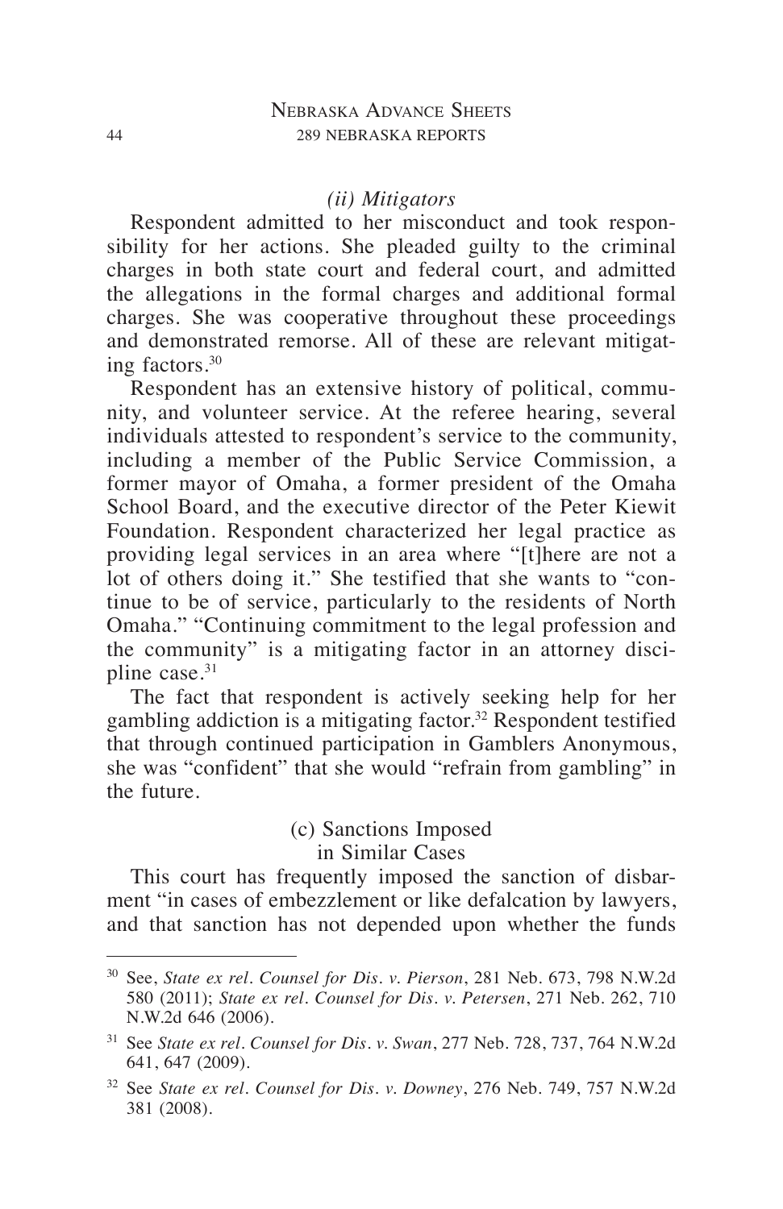#### *(ii) Mitigators*

Respondent admitted to her misconduct and took responsibility for her actions. She pleaded guilty to the criminal charges in both state court and federal court, and admitted the allegations in the formal charges and additional formal charges. She was cooperative throughout these proceedings and demonstrated remorse. All of these are relevant mitigating factors.[30]

Respondent has an extensive history of political, community, and volunteer service. At the referee hearing, several individuals attested to respondent's service to the community, including a member of the Public Service Commission, a former mayor of Omaha, a former president of the Omaha School Board, and the executive director of the Peter Kiewit Foundation. Respondent characterized her legal practice as providing legal services in an area where "[t]here are not a lot of others doing it." She testified that she wants to "continue to be of service, particularly to the residents of North Omaha." "Continuing commitment to the legal profession and the community" is a mitigating factor in an attorney discipline case.[31]

The fact that respondent is actively seeking help for her gambling addiction is a mitigating factor.[32] Respondent testified that through continued participation in Gamblers Anonymous, she was "confident" that she would "refrain from gambling" in the future.

### (c) Sanctions Imposed in Similar Cases

This court has frequently imposed the sanction of disbarment "in cases of embezzlement or like defalcation by lawyers, and that sanction has not depended upon whether the funds

---

[30] See, *State ex rel. Counsel for Dis. v. Pierson*, 281 Neb. 673, 798 N.W.2d 580 (2011); *State ex rel. Counsel for Dis. v. Petersen*, 271 Neb. 262, 710 N.W.2d 646 (2006).

[31] See *State ex rel. Counsel for Dis. v. Swan*, 277 Neb. 728, 737, 764 N.W.2d 641, 647 (2009).

[32] See *State ex rel. Counsel for Dis. v. Downey*, 276 Neb. 749, 757 N.W.2d 381 (2008).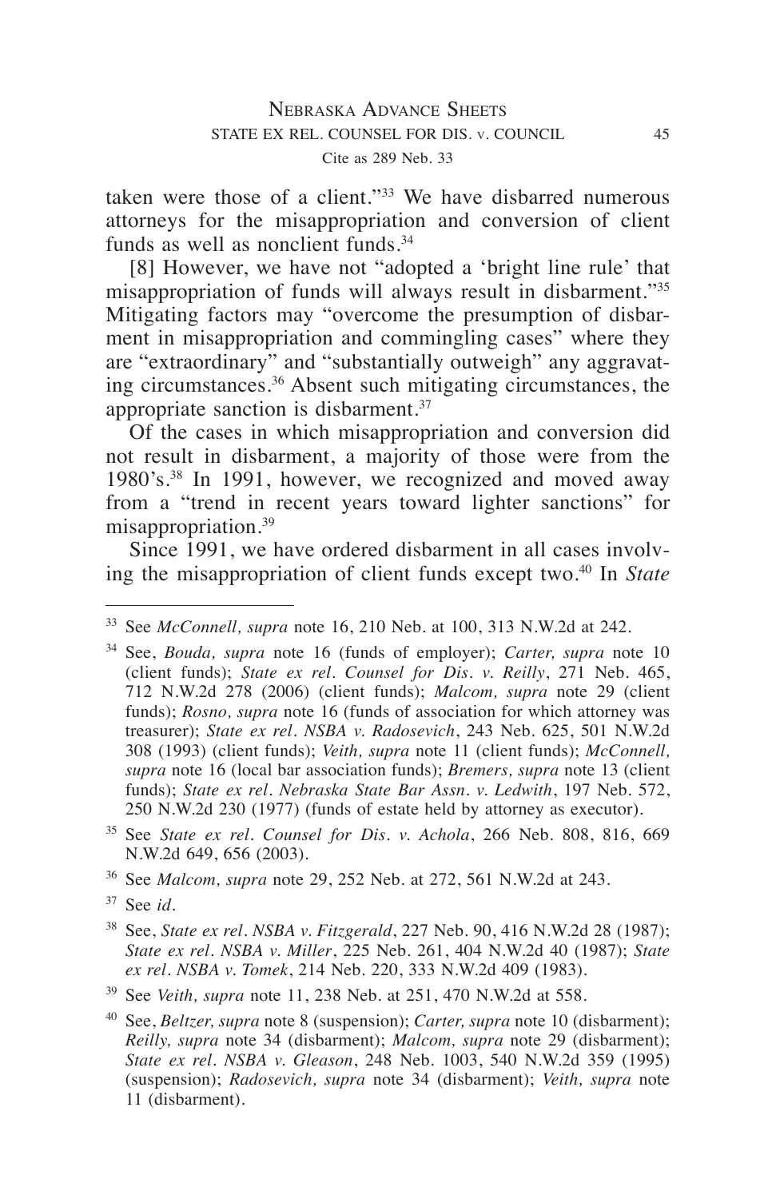taken were those of a client."[33] We have disbarred numerous attorneys for the misappropriation and conversion of client funds as well as nonclient funds.[34]

[8] However, we have not "adopted a 'bright line rule' that misappropriation of funds will always result in disbarment."[35] Mitigating factors may "overcome the presumption of disbarment in misappropriation and commingling cases" where they are "extraordinary" and "substantially outweigh" any aggravating circumstances.[36] Absent such mitigating circumstances, the appropriate sanction is disbarment.[37]

Of the cases in which misappropriation and conversion did not result in disbarment, a majority of those were from the 1980's.[38] In 1991, however, we recognized and moved away from a "trend in recent years toward lighter sanctions" for misappropriation.[39]

Since 1991, we have ordered disbarment in all cases involving the misappropriation of client funds except two.[40] In *State*

---

[33] See *McConnell, supra* note 16, 210 Neb. at 100, 313 N.W.2d at 242.

[34] See, *Bouda, supra* note 16 (funds of employer); *Carter, supra* note 10 (client funds); *State ex rel. Counsel for Dis. v. Reilly*, 271 Neb. 465, 712 N.W.2d 278 (2006) (client funds); *Malcom, supra* note 29 (client funds); *Rosno, supra* note 16 (funds of association for which attorney was treasurer); *State ex rel. NSBA v. Radosevich*, 243 Neb. 625, 501 N.W.2d 308 (1993) (client funds); *Veith, supra* note 11 (client funds); *McConnell, supra* note 16 (local bar association funds); *Bremers, supra* note 13 (client funds); *State ex rel. Nebraska State Bar Assn. v. Ledwith*, 197 Neb. 572, 250 N.W.2d 230 (1977) (funds of estate held by attorney as executor).

[35] See *State ex rel. Counsel for Dis. v. Achola*, 266 Neb. 808, 816, 669 N.W.2d 649, 656 (2003).

[36] See *Malcom, supra* note 29, 252 Neb. at 272, 561 N.W.2d at 243.

[37] See *id.*

[38] See, *State ex rel. NSBA v. Fitzgerald*, 227 Neb. 90, 416 N.W.2d 28 (1987); *State ex rel. NSBA v. Miller*, 225 Neb. 261, 404 N.W.2d 40 (1987); *State ex rel. NSBA v. Tomek*, 214 Neb. 220, 333 N.W.2d 409 (1983).

[39] See *Veith, supra* note 11, 238 Neb. at 251, 470 N.W.2d at 558.

[40] See, *Beltzer, supra* note 8 (suspension); *Carter, supra* note 10 (disbarment); *Reilly, supra* note 34 (disbarment); *Malcom, supra* note 29 (disbarment); *State ex rel. NSBA v. Gleason*, 248 Neb. 1003, 540 N.W.2d 359 (1995) (suspension); *Radosevich, supra* note 34 (disbarment); *Veith, supra* note 11 (disbarment).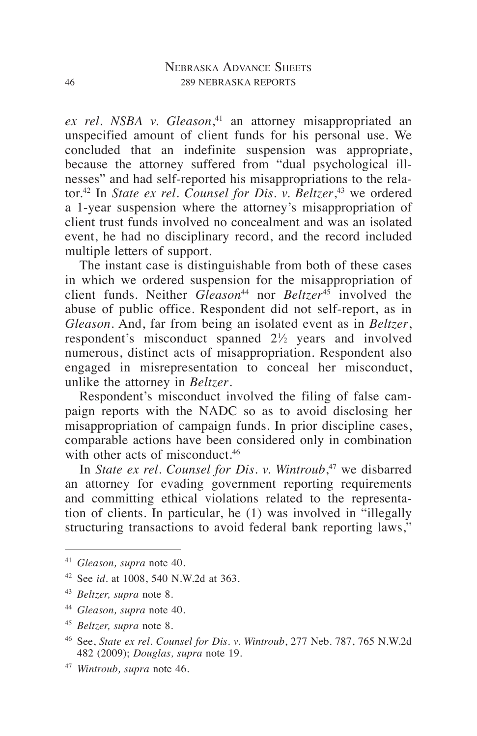*ex rel. NSBA v. Gleason*,[41] an attorney misappropriated an unspecified amount of client funds for his personal use. We concluded that an indefinite suspension was appropriate, because the attorney suffered from "dual psychological illnesses" and had self-reported his misappropriations to the relator.[42] In *State ex rel. Counsel for Dis. v. Beltzer*,[43] we ordered a 1-year suspension where the attorney's misappropriation of client trust funds involved no concealment and was an isolated event, he had no disciplinary record, and the record included multiple letters of support.

The instant case is distinguishable from both of these cases in which we ordered suspension for the misappropriation of client funds. Neither *Gleason*[44] nor *Beltzer*[45] involved the abuse of public office. Respondent did not self-report, as in *Gleason*. And, far from being an isolated event as in *Beltzer*, respondent's misconduct spanned 2½ years and involved numerous, distinct acts of misappropriation. Respondent also engaged in misrepresentation to conceal her misconduct, unlike the attorney in *Beltzer*.

Respondent's misconduct involved the filing of false campaign reports with the NADC so as to avoid disclosing her misappropriation of campaign funds. In prior discipline cases, comparable actions have been considered only in combination with other acts of misconduct.[46]

In *State ex rel. Counsel for Dis. v. Wintroub*,[47] we disbarred an attorney for evading government reporting requirements and committing ethical violations related to the representation of clients. In particular, he (1) was involved in "illegally structuring transactions to avoid federal bank reporting laws,"

---

[41] *Gleason, supra* note 40.

[42] See *id*. at 1008, 540 N.W.2d at 363.

[43] *Beltzer, supra* note 8.

[44] *Gleason, supra* note 40.

[45] *Beltzer, supra* note 8.

[46] See, *State ex rel. Counsel for Dis. v. Wintroub*, 277 Neb. 787, 765 N.W.2d 482 (2009); *Douglas, supra* note 19.

[47] *Wintroub, supra* note 46.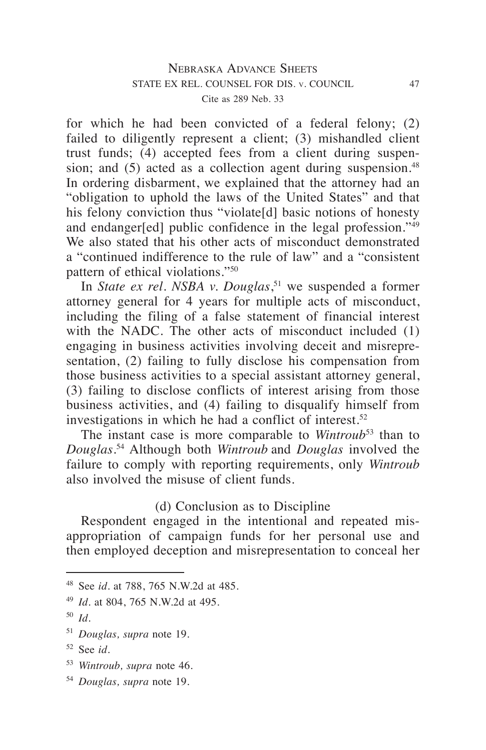for which he had been convicted of a federal felony; (2) failed to diligently represent a client; (3) mishandled client trust funds; (4) accepted fees from a client during suspension; and (5) acted as a collection agent during suspension.[48] In ordering disbarment, we explained that the attorney had an "obligation to uphold the laws of the United States" and that his felony conviction thus "violate[d] basic notions of honesty and endanger[ed] public confidence in the legal profession."[49] We also stated that his other acts of misconduct demonstrated a "continued indifference to the rule of law" and a "consistent pattern of ethical violations."[50]

In *State ex rel. NSBA v. Douglas*,[51] we suspended a former attorney general for 4 years for multiple acts of misconduct, including the filing of a false statement of financial interest with the NADC. The other acts of misconduct included (1) engaging in business activities involving deceit and misrepresentation, (2) failing to fully disclose his compensation from those business activities to a special assistant attorney general, (3) failing to disclose conflicts of interest arising from those business activities, and (4) failing to disqualify himself from investigations in which he had a conflict of interest.[52]

The instant case is more comparable to *Wintroub*[53] than to *Douglas*.[54] Although both *Wintroub* and *Douglas* involved the failure to comply with reporting requirements, only *Wintroub* also involved the misuse of client funds.

(d) Conclusion as to Discipline

Respondent engaged in the intentional and repeated misappropriation of campaign funds for her personal use and then employed deception and misrepresentation to conceal her

---

[48] See *id.* at 788, 765 N.W.2d at 485.

[49] *Id.* at 804, 765 N.W.2d at 495.

[50] *Id.*

[51] *Douglas, supra* note 19.

[52] See *id.*

[53] *Wintroub, supra* note 46.

[54] *Douglas, supra* note 19.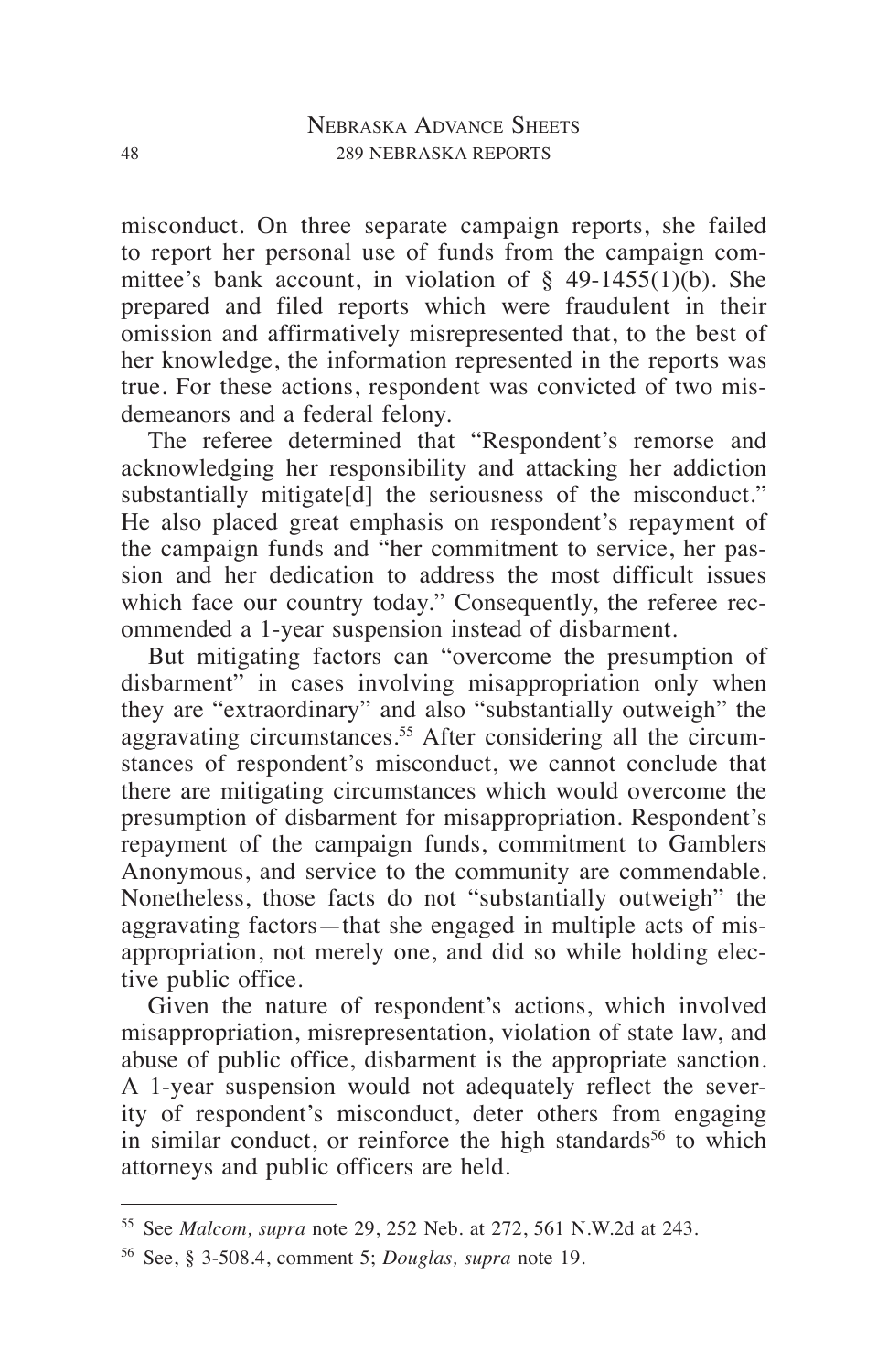misconduct. On three separate campaign reports, she failed to report her personal use of funds from the campaign committee's bank account, in violation of § 49-1455(1)(b). She prepared and filed reports which were fraudulent in their omission and affirmatively misrepresented that, to the best of her knowledge, the information represented in the reports was true. For these actions, respondent was convicted of two misdemeanors and a federal felony.

The referee determined that "Respondent's remorse and acknowledging her responsibility and attacking her addiction substantially mitigate[d] the seriousness of the misconduct." He also placed great emphasis on respondent's repayment of the campaign funds and "her commitment to service, her passion and her dedication to address the most difficult issues which face our country today." Consequently, the referee recommended a 1-year suspension instead of disbarment.

But mitigating factors can "overcome the presumption of disbarment" in cases involving misappropriation only when they are "extraordinary" and also "substantially outweigh" the aggravating circumstances.[55] After considering all the circumstances of respondent's misconduct, we cannot conclude that there are mitigating circumstances which would overcome the presumption of disbarment for misappropriation. Respondent's repayment of the campaign funds, commitment to Gamblers Anonymous, and service to the community are commendable. Nonetheless, those facts do not "substantially outweigh" the aggravating factors—that she engaged in multiple acts of misappropriation, not merely one, and did so while holding elective public office.

Given the nature of respondent's actions, which involved misappropriation, misrepresentation, violation of state law, and abuse of public office, disbarment is the appropriate sanction. A 1-year suspension would not adequately reflect the severity of respondent's misconduct, deter others from engaging in similar conduct, or reinforce the high standards[56] to which attorneys and public officers are held.

---

[55] See *Malcom, supra* note 29, 252 Neb. at 272, 561 N.W.2d at 243.

[56] See, § 3-508.4, comment 5; *Douglas, supra* note 19.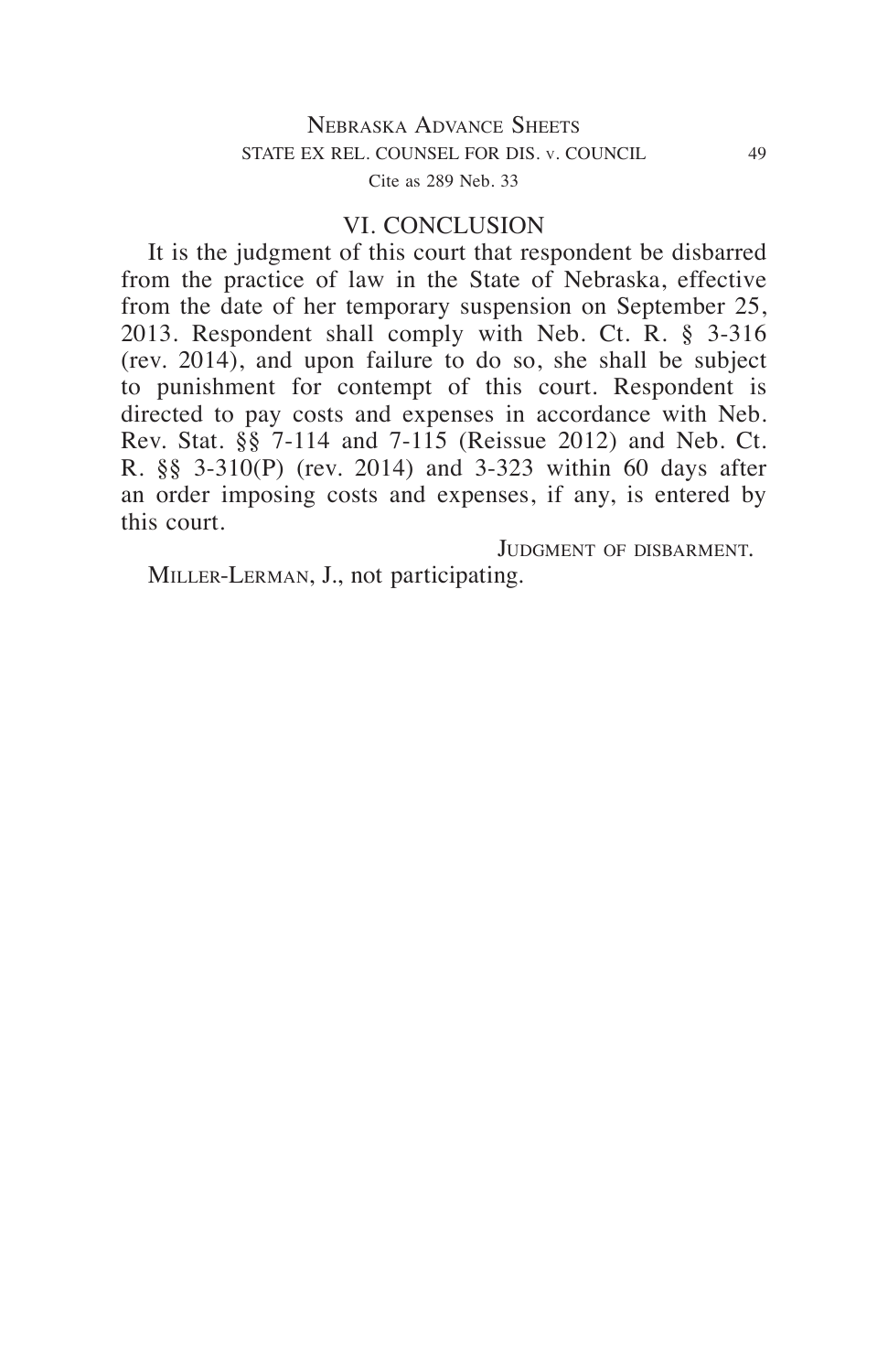## VI. CONCLUSION

It is the judgment of this court that respondent be disbarred from the practice of law in the State of Nebraska, effective from the date of her temporary suspension on September 25, 2013. Respondent shall comply with Neb. Ct. R. § 3-316 (rev. 2014), and upon failure to do so, she shall be subject to punishment for contempt of this court. Respondent is directed to pay costs and expenses in accordance with Neb. Rev. Stat. §§ 7-114 and 7-115 (Reissue 2012) and Neb. Ct. R. §§ 3-310(P) (rev. 2014) and 3-323 within 60 days after an order imposing costs and expenses, if any, is entered by this court.

JUDGMENT OF DISBARMENT.

MILLER-LERMAN, J., not participating.